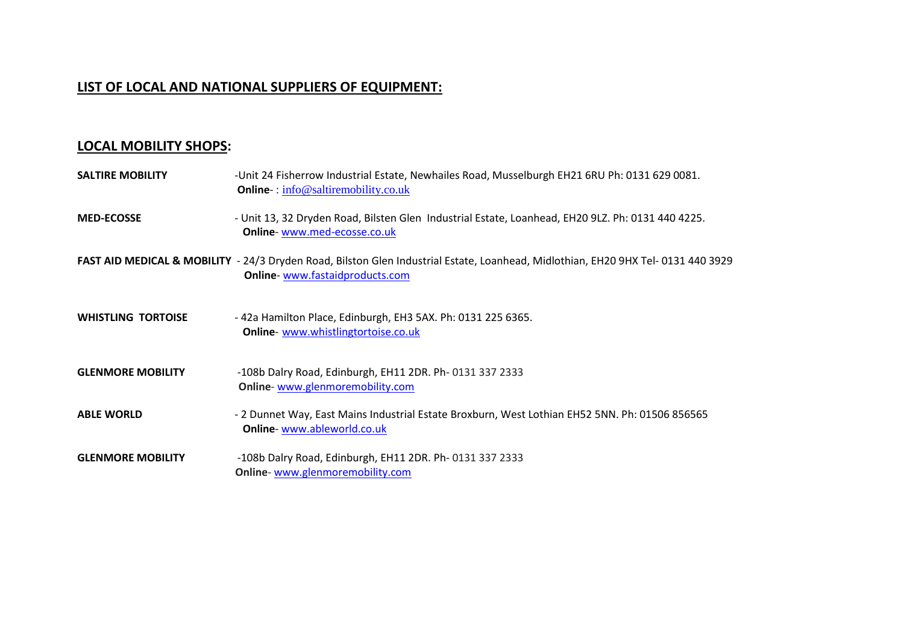## LIST OF LOCAL AND NATIONAL SUPPLIERS OF EQUIPMENT:

## LOCAL MOBILITY SHOPS:

**SALTIRE MOBILITY** -Unit 24 Fisherrow Industrial Estate, Newhailes Road, Musselburgh EH21 6RU Ph: 0131 629 0081.
**Online**- : info@saltiremobility.co.uk

**MED-ECOSSE** - Unit 13, 32 Dryden Road, Bilsten Glen Industrial Estate, Loanhead, EH20 9LZ. Ph: 0131 440 4225.
**Online**- www.med-ecosse.co.uk

**FAST AID MEDICAL & MOBILITY** - 24/3 Dryden Road, Bilston Glen Industrial Estate, Loanhead, Midlothian, EH20 9HX Tel- 0131 440 3929
**Online**- www.fastaidproducts.com

**WHISTLING TORTOISE** - 42a Hamilton Place, Edinburgh, EH3 5AX. Ph: 0131 225 6365.
**Online**- www.whistlingtortoise.co.uk

**GLENMORE MOBILITY** -108b Dalry Road, Edinburgh, EH11 2DR. Ph- 0131 337 2333
**Online**- www.glenmoremobility.com

**ABLE WORLD** - 2 Dunnet Way, East Mains Industrial Estate Broxburn, West Lothian EH52 5NN. Ph: 01506 856565
**Online**- www.ableworld.co.uk

**GLENMORE MOBILITY** -108b Dalry Road, Edinburgh, EH11 2DR. Ph- 0131 337 2333
**Online**- www.glenmoremobility.com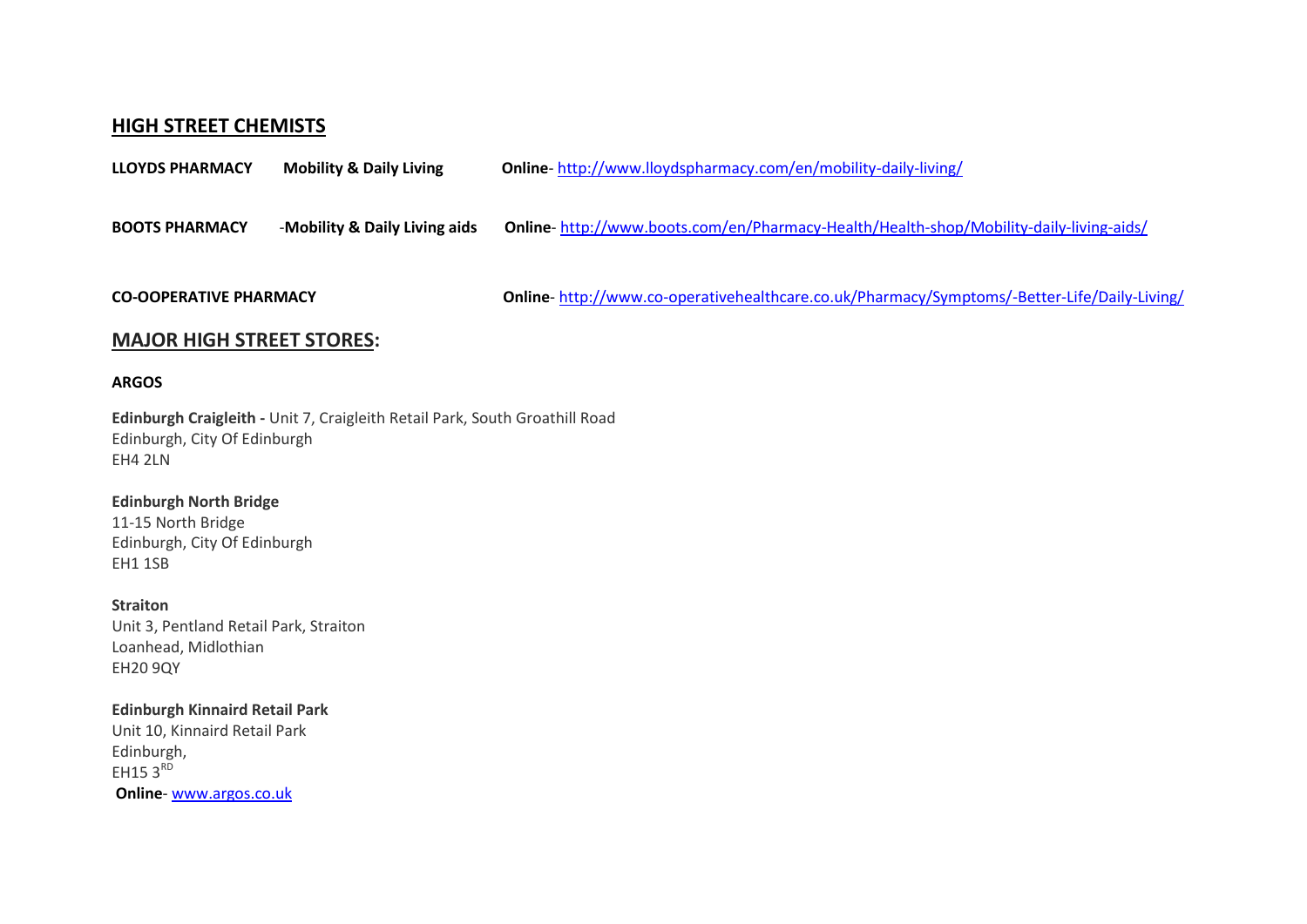## HIGH STREET CHEMISTS

**LLOYDS PHARMACY** **Mobility & Daily Living** **Online**- http://www.lloydspharmacy.com/en/mobility-daily-living/

**BOOTS PHARMACY** -**Mobility & Daily Living aids** **Online**- http://www.boots.com/en/Pharmacy-Health/Health-shop/Mobility-daily-living-aids/

**CO-OOPERATIVE PHARMACY** **Online**- http://www.co-operativehealthcare.co.uk/Pharmacy/Symptoms/-Better-Life/Daily-Living/

## MAJOR HIGH STREET STORES:

**ARGOS**

**Edinburgh Craigleith -** Unit 7, Craigleith Retail Park, South Groathill Road
Edinburgh, City Of Edinburgh
EH4 2LN

**Edinburgh North Bridge**
11-15 North Bridge
Edinburgh, City Of Edinburgh
EH1 1SB

**Straiton**
Unit 3, Pentland Retail Park, Straiton
Loanhead, Midlothian
EH20 9QY

**Edinburgh Kinnaird Retail Park**
Unit 10, Kinnaird Retail Park
Edinburgh,
EH15 3RD

**Online**- www.argos.co.uk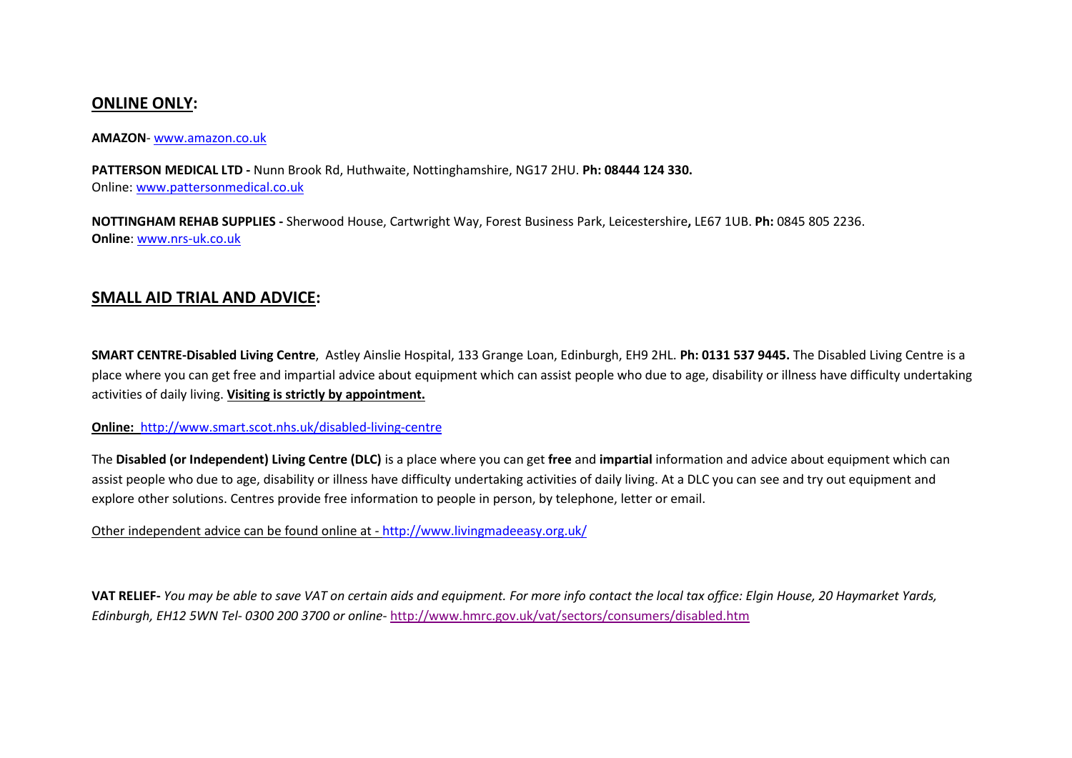## ONLINE ONLY:

**AMAZON**- www.amazon.co.uk

**PATTERSON MEDICAL LTD -** Nunn Brook Rd, Huthwaite, Nottinghamshire, NG17 2HU. **Ph: 08444 124 330.**
Online: www.pattersonmedical.co.uk

**NOTTINGHAM REHAB SUPPLIES -** Sherwood House, Cartwright Way, Forest Business Park, Leicestershire**,** LE67 1UB. **Ph:** 0845 805 2236.
**Online**: www.nrs-uk.co.uk

## SMALL AID TRIAL AND ADVICE:

**SMART CENTRE-Disabled Living Centre**, Astley Ainslie Hospital, 133 Grange Loan, Edinburgh, EH9 2HL. **Ph: 0131 537 9445.** The Disabled Living Centre is a place where you can get free and impartial advice about equipment which can assist people who due to age, disability or illness have difficulty undertaking activities of daily living. **Visiting is strictly by appointment.**

**Online:** http://www.smart.scot.nhs.uk/disabled-living-centre

The **Disabled (or Independent) Living Centre (DLC)** is a place where you can get **free** and **impartial** information and advice about equipment which can assist people who due to age, disability or illness have difficulty undertaking activities of daily living. At a DLC you can see and try out equipment and explore other solutions. Centres provide free information to people in person, by telephone, letter or email.

Other independent advice can be found online at - http://www.livingmadeeasy.org.uk/

**VAT RELIEF-** *You may be able to save VAT on certain aids and equipment. For more info contact the local tax office: Elgin House, 20 Haymarket Yards, Edinburgh, EH12 5WN Tel- 0300 200 3700 or online-* http://www.hmrc.gov.uk/vat/sectors/consumers/disabled.htm